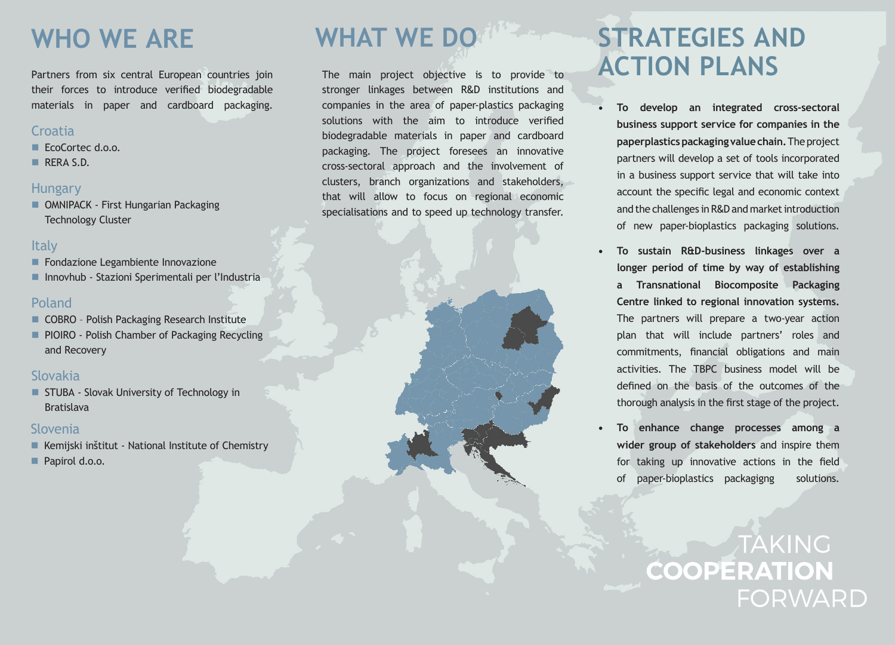# WHO WE ARE

Partners from six central European countries join their forces to introduce verified biodegradable materials in paper and cardboard packaging.

## Croatia

- EcoCortec d.o.o.
- RERA S.D.

## Hungary

- OMNIPACK - First Hungarian Packaging Technology Cluster

## Italy

- Fondazione Legambiente Innovazione
- Innovhub - Stazioni Sperimentali per l'Industria

## Poland

- COBRO - Polish Packaging Research Institute
- PIOIRO - Polish Chamber of Packaging Recycling and Recovery

## Slovakia

- STUBA - Slovak University of Technology in Bratislava

## Slovenia

- Kemijski inštitut - National Institute of Chemistry
- Papirol d.o.o.

# WHAT WE DO

The main project objective is to provide to stronger linkages between R&D institutions and companies in the area of paper-plastics packaging solutions with the aim to introduce verified biodegradable materials in paper and cardboard packaging. The project foresees an innovative cross-sectoral approach and the involvement of clusters, branch organizations and stakeholders, that will allow to focus on regional economic specialisations and to speed up technology transfer.

# STRATEGIES AND ACTION PLANS

- **To develop an integrated cross-sectoral business support service for companies in the paperplastics packaging value chain.** The project partners will develop a set of tools incorporated in a business support service that will take into account the specific legal and economic context and the challenges in R&D and market introduction of new paper-bioplastics packaging solutions.
- **To sustain R&D-business linkages over a longer period of time by way of establishing a Transnational Biocomposite Packaging Centre linked to regional innovation systems.** The partners will prepare a two-year action plan that will include partners' roles and commitments, financial obligations and main activities. The TBPC business model will be defined on the basis of the outcomes of the thorough analysis in the first stage of the project.
- **To enhance change processes among a wider group of stakeholders** and inspire them for taking up innovative actions in the field of paper-bioplastics packagigng solutions.

TAKING **COOPERATION** FORWARD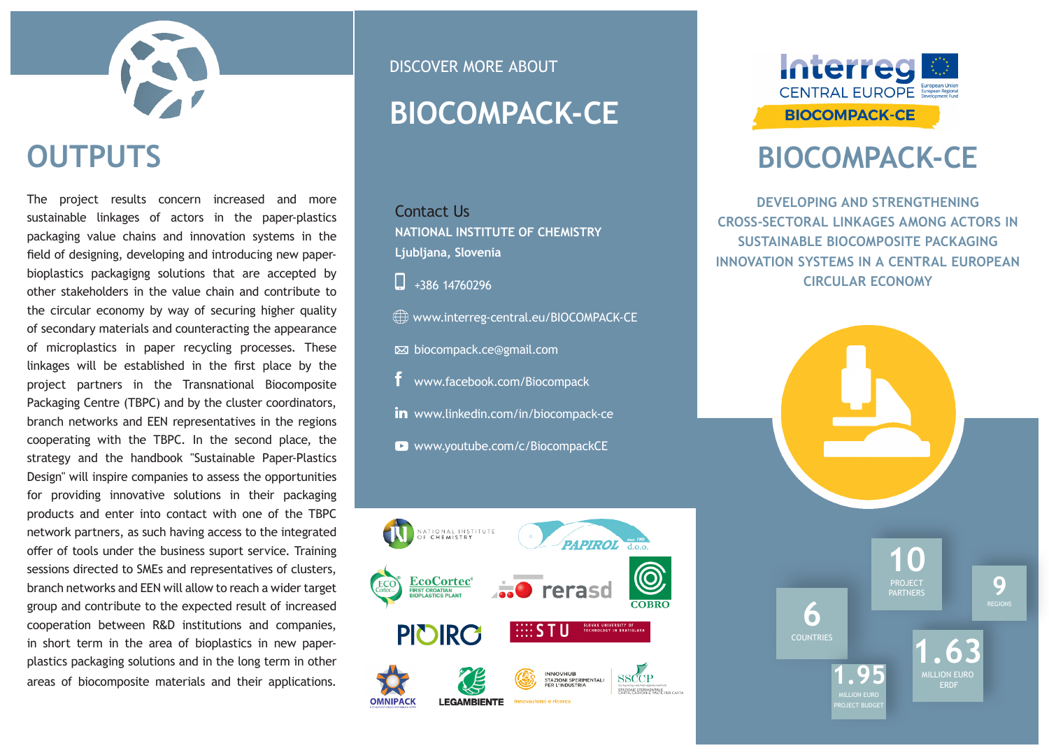# OUTPUTS

The project results concern increased and more sustainable linkages of actors in the paper-plastics packaging value chains and innovation systems in the field of designing, developing and introducing new paper-bioplastics packagigng solutions that are accepted by other stakeholders in the value chain and contribute to the circular economy by way of securing higher quality of secondary materials and counteracting the appearance of microplastics in paper recycling processes. These linkages will be established in the first place by the project partners in the Transnational Biocomposite Packaging Centre (TBPC) and by the cluster coordinators, branch networks and EEN representatives in the regions cooperating with the TBPC. In the second place, the strategy and the handbook "Sustainable Paper-Plastics Design" will inspire companies to assess the opportunities for providing innovative solutions in their packaging products and enter into contact with one of the TBPC network partners, as such having access to the integrated offer of tools under the business suport service. Training sessions directed to SMEs and representatives of clusters, branch networks and EEN will allow to reach a wider target group and contribute to the expected result of increased cooperation between R&D institutions and companies, in short term in the area of bioplastics in new paper-plastics packaging solutions and in the long term in other areas of biocomposite materials and their applications.

DISCOVER MORE ABOUT

# BIOCOMPACK-CE

Contact Us

**NATIONAL INSTITUTE OF CHEMISTRY**

**Ljubljana, Slovenia**

+386 14760296

www.interreg-central.eu/BIOCOMPACK-CE

biocompack.ce@gmail.com

www.facebook.com/Biocompack

www.linkedin.com/in/biocompack-ce

www.youtube.com/c/BiocompackCE

NATIONAL INSTITUTE OF CHEMISTRY

PAPIROL d.o.o.

EcoCortec FIRST CROATIAN BIOPLASTICS PLANT

rerasd

COBRO

PIOIRO

STU SLOVAK UNIVERSITY OF TECHNOLOGY IN BRATISLAVA

OMNIPACK

LEGAMBIENTE

INNOVHUB STAZIONI SPERIMENTALI PER L'INDUSTRIA

SSCCP

Interreg CENTRAL EUROPE

European Union European Regional Development Fund

BIOCOMPACK-CE

# BIOCOMPACK-CE

**DEVELOPING AND STRENGTHENING CROSS-SECTORAL LINKAGES AMONG ACTORS IN SUSTAINABLE BIOCOMPOSITE PACKAGING INNOVATION SYSTEMS IN A CENTRAL EUROPEAN CIRCULAR ECONOMY**

10 PROJECT PARTNERS

9 REGIONS

6 COUNTRIES

1.63 MILLION EURO ERDF

1.95 MILLION EURO PROJECT BUDGET